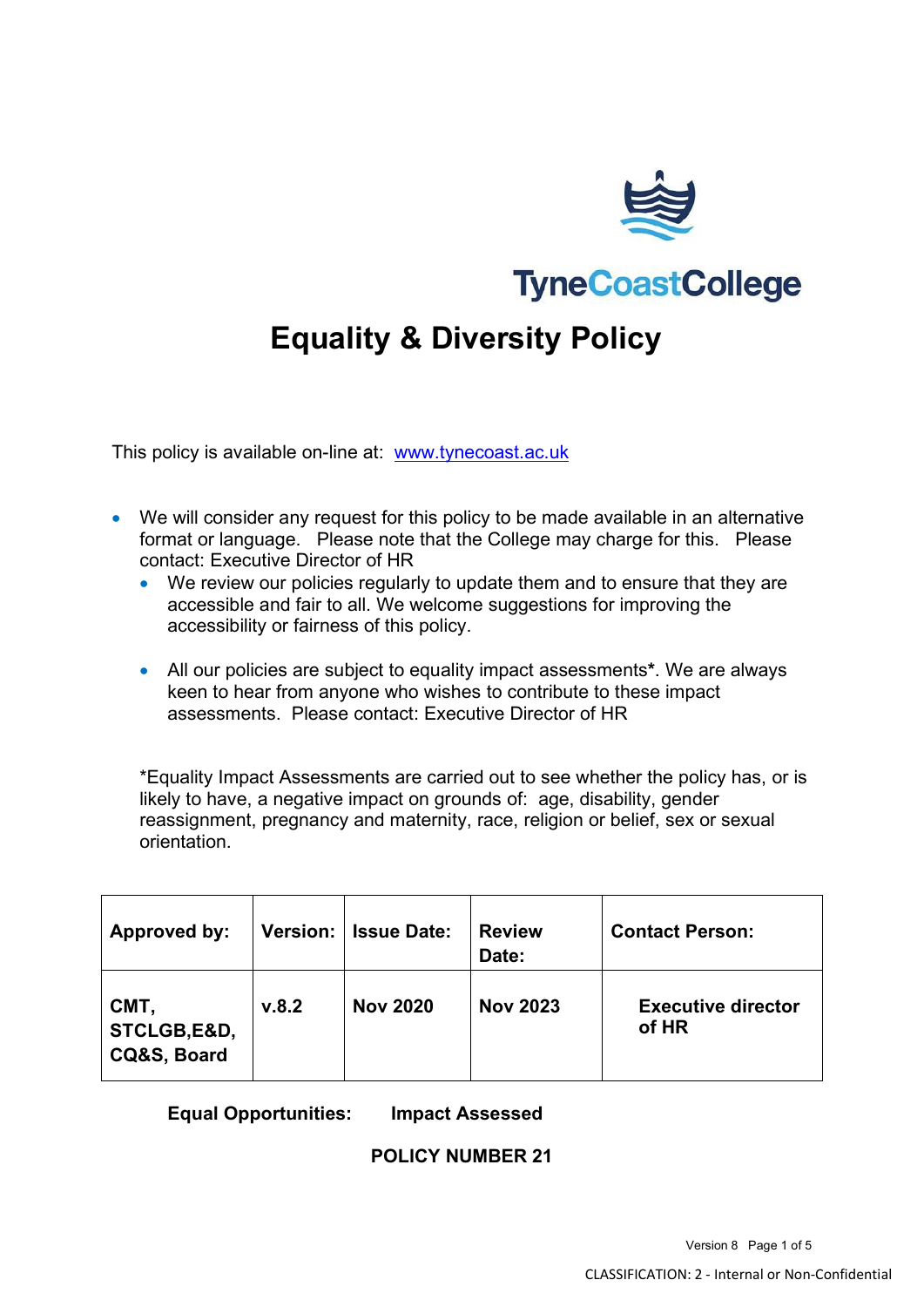TyneCoastCollege

# Equality & Diversity Policy

This policy is available on-line at: [www.tynecoast.ac.uk](http://www.tynecoast.ac.uk)

- We will consider any request for this policy to be made available in an alternative format or language. Please note that the College may charge for this. Please contact: Executive Director of HR
  - We review our policies regularly to update them and to ensure that they are accessible and fair to all. We welcome suggestions for improving the accessibility or fairness of this policy.
  - All our policies are subject to equality impact assessments*. We are always keen to hear from anyone who wishes to contribute to these impact assessments. Please contact: Executive Director of HR

*Equality Impact Assessments are carried out to see whether the policy has, or is likely to have, a negative impact on grounds of: age, disability, gender reassignment, pregnancy and maternity, race, religion or belief, sex or sexual orientation.

| Approved by: | Version: | Issue Date: | Review Date: | Contact Person: |
|---|---|---|---|---|
| CMT, STCLGB,E&D, CQ&S, Board | v.8.2 | Nov 2020 | Nov 2023 | Executive director of HR |

**Equal Opportunities: Impact Assessed**

**POLICY NUMBER 21**

CLASSIFICATION: 2 - Internal or Non-Confidential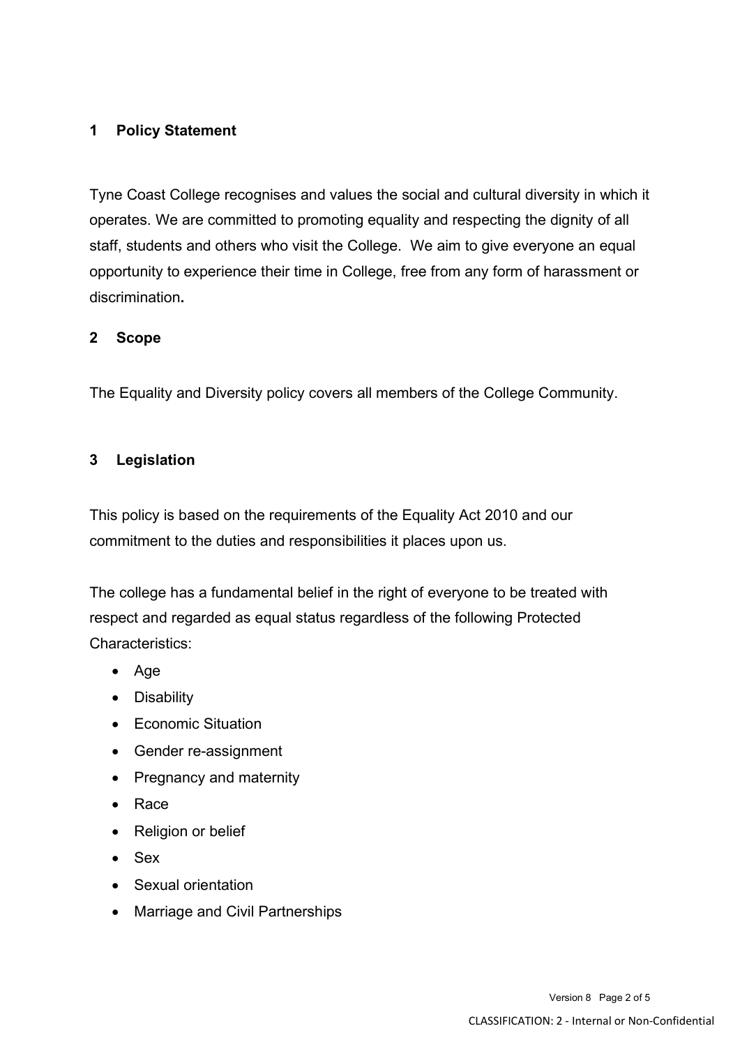## 1 Policy Statement

Tyne Coast College recognises and values the social and cultural diversity in which it operates. We are committed to promoting equality and respecting the dignity of all staff, students and others who visit the College. We aim to give everyone an equal opportunity to experience their time in College, free from any form of harassment or discrimination**.**

## 2 Scope

The Equality and Diversity policy covers all members of the College Community.

## 3 Legislation

This policy is based on the requirements of the Equality Act 2010 and our commitment to the duties and responsibilities it places upon us.

The college has a fundamental belief in the right of everyone to be treated with respect and regarded as equal status regardless of the following Protected Characteristics:

- Age
- Disability
- Economic Situation
- Gender re-assignment
- Pregnancy and maternity
- Race
- Religion or belief
- Sex
- Sexual orientation
- Marriage and Civil Partnerships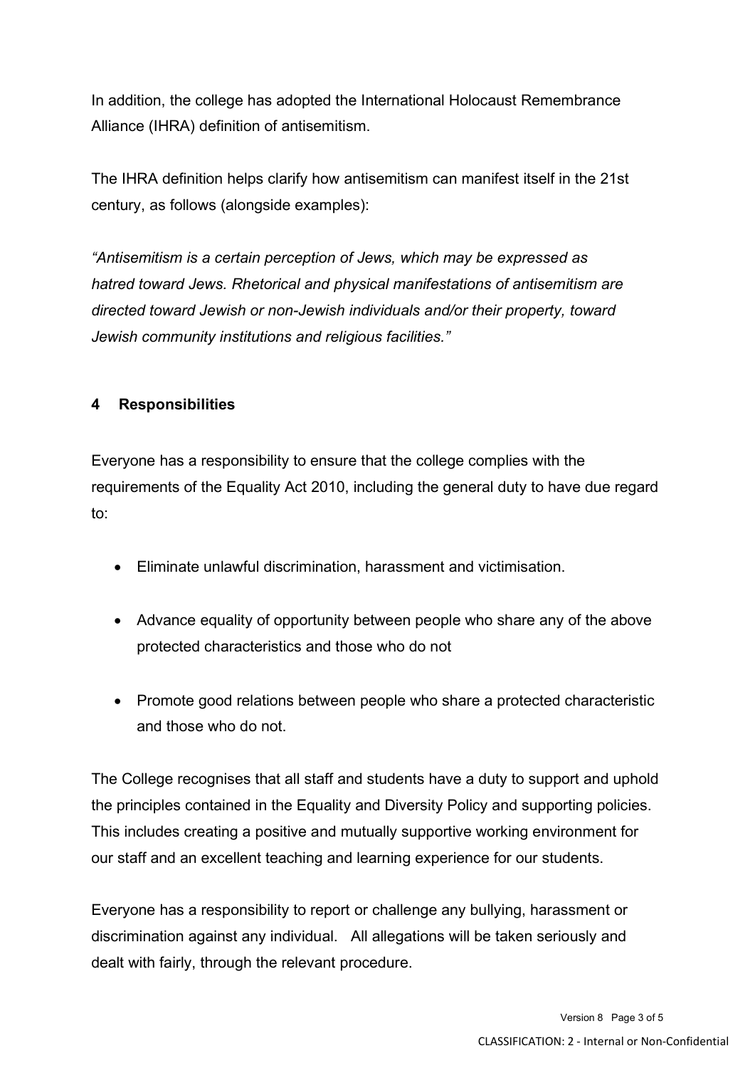In addition, the college has adopted the International Holocaust Remembrance Alliance (IHRA) definition of antisemitism.

The IHRA definition helps clarify how antisemitism can manifest itself in the 21st century, as follows (alongside examples):

*"Antisemitism is a certain perception of Jews, which may be expressed as hatred toward Jews. Rhetorical and physical manifestations of antisemitism are directed toward Jewish or non-Jewish individuals and/or their property, toward Jewish community institutions and religious facilities."*

## 4 Responsibilities

Everyone has a responsibility to ensure that the college complies with the requirements of the Equality Act 2010, including the general duty to have due regard to:

- Eliminate unlawful discrimination, harassment and victimisation.
- Advance equality of opportunity between people who share any of the above protected characteristics and those who do not
- Promote good relations between people who share a protected characteristic and those who do not.

The College recognises that all staff and students have a duty to support and uphold the principles contained in the Equality and Diversity Policy and supporting policies. This includes creating a positive and mutually supportive working environment for our staff and an excellent teaching and learning experience for our students.

Everyone has a responsibility to report or challenge any bullying, harassment or discrimination against any individual. All allegations will be taken seriously and dealt with fairly, through the relevant procedure.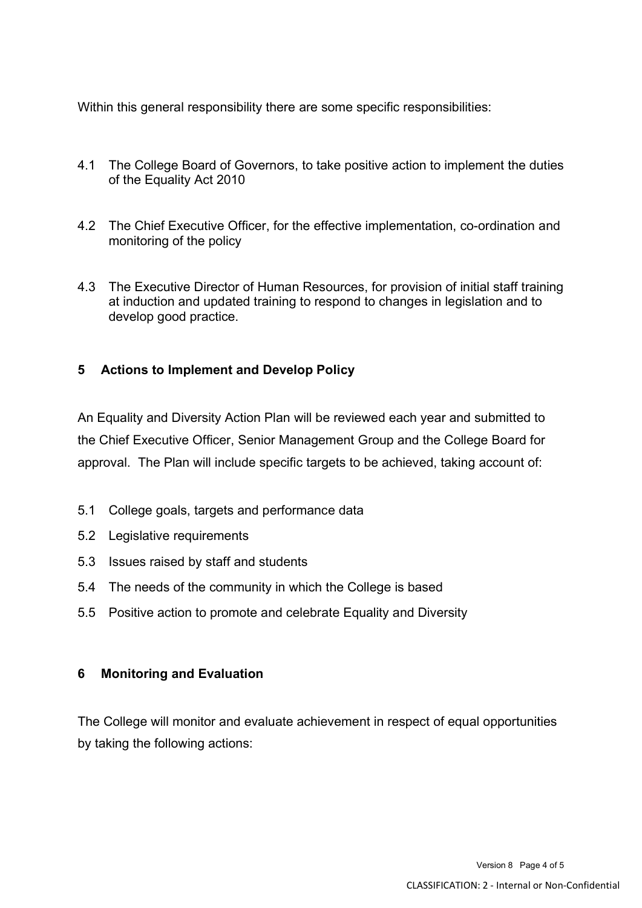Within this general responsibility there are some specific responsibilities:

4.1 The College Board of Governors, to take positive action to implement the duties of the Equality Act 2010

4.2 The Chief Executive Officer, for the effective implementation, co-ordination and monitoring of the policy

4.3 The Executive Director of Human Resources, for provision of initial staff training at induction and updated training to respond to changes in legislation and to develop good practice.

## 5 Actions to Implement and Develop Policy

An Equality and Diversity Action Plan will be reviewed each year and submitted to the Chief Executive Officer, Senior Management Group and the College Board for approval. The Plan will include specific targets to be achieved, taking account of:

5.1 College goals, targets and performance data

5.2 Legislative requirements

5.3 Issues raised by staff and students

5.4 The needs of the community in which the College is based

5.5 Positive action to promote and celebrate Equality and Diversity

## 6 Monitoring and Evaluation

The College will monitor and evaluate achievement in respect of equal opportunities by taking the following actions: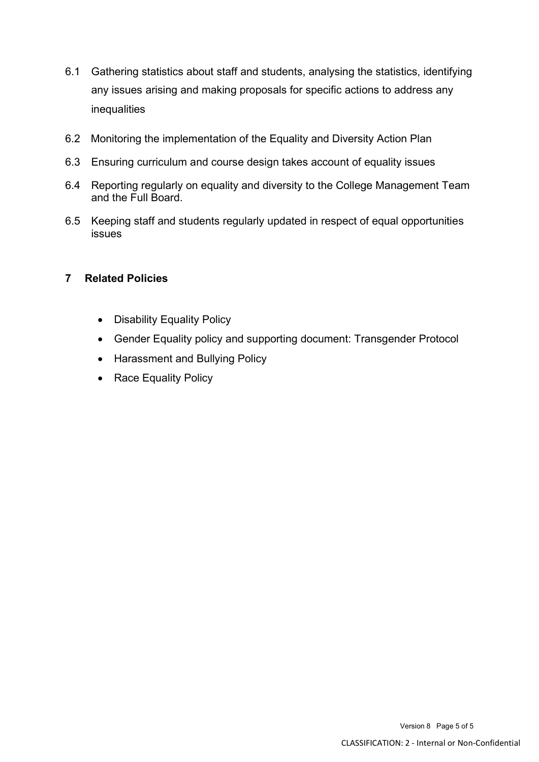6.1 Gathering statistics about staff and students, analysing the statistics, identifying any issues arising and making proposals for specific actions to address any inequalities

6.2 Monitoring the implementation of the Equality and Diversity Action Plan

6.3 Ensuring curriculum and course design takes account of equality issues

6.4 Reporting regularly on equality and diversity to the College Management Team and the Full Board.

6.5 Keeping staff and students regularly updated in respect of equal opportunities issues

## 7 Related Policies

- Disability Equality Policy
- Gender Equality policy and supporting document: Transgender Protocol
- Harassment and Bullying Policy
- Race Equality Policy